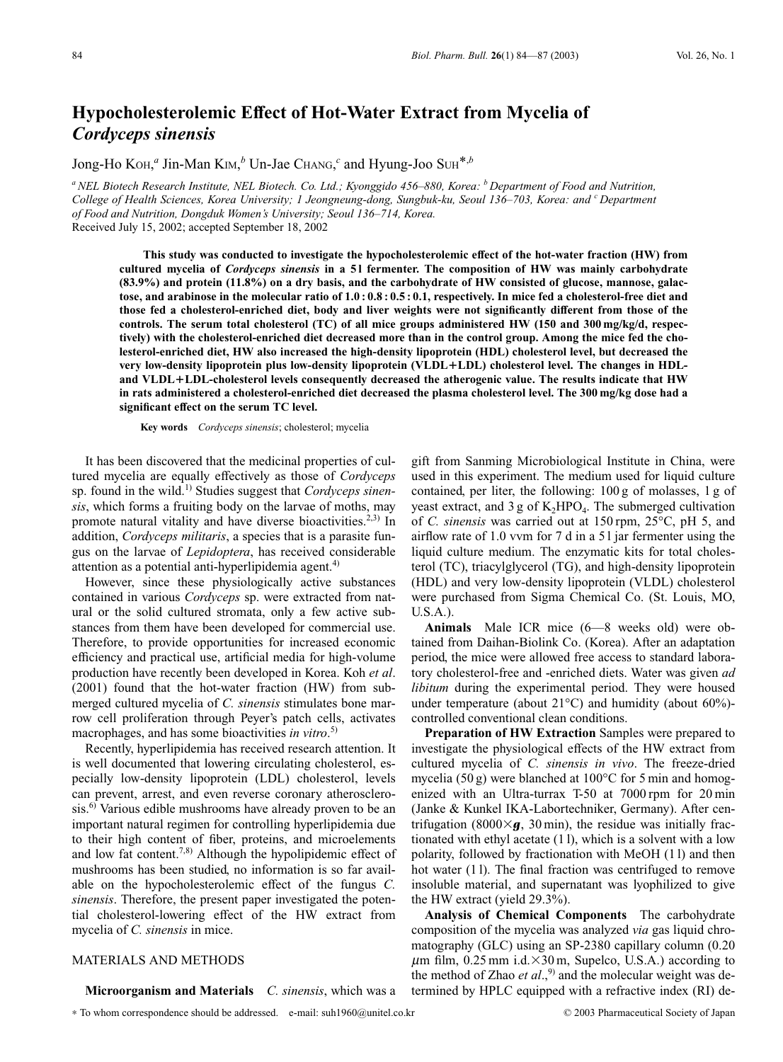# Hypocholesterolemic Effect of Hot-Water Extract from Mycelia of *Cordyceps sinensis*

Jong-Ho KOH,[a] Jin-Man KIM,[b] Un-Jae CHANG,[c] and Hyung-Joo SUH*,[b]

[a] NEL Biotech Research Institute, NEL Biotech. Co. Ltd.; Kyonggido 456–880, Korea: [b] Department of Food and Nutrition, College of Health Sciences, Korea University; 1 Jeongneung-dong, Sungbuk-ku, Seoul 136–703, Korea: and [c] Department of Food and Nutrition, Dongduk Women's University; Seoul 136–714, Korea.
Received July 15, 2002; accepted September 18, 2002

**This study was conducted to investigate the hypocholesterolemic effect of the hot-water fraction (HW) from cultured mycelia of *Cordyceps sinensis* in a 5 l fermenter. The composition of HW was mainly carbohydrate (83.9%) and protein (11.8%) on a dry basis, and the carbohydrate of HW consisted of glucose, mannose, galactose, and arabinose in the molecular ratio of 1.0 : 0.8 : 0.5 : 0.1, respectively. In mice fed a cholesterol-free diet and those fed a cholesterol-enriched diet, body and liver weights were not significantly different from those of the controls. The serum total cholesterol (TC) of all mice groups administered HW (150 and 300 mg/kg/d, respectively) with the cholesterol-enriched diet decreased more than in the control group. Among the mice fed the cholesterol-enriched diet, HW also increased the high-density lipoprotein (HDL) cholesterol level, but decreased the very low-density lipoprotein plus low-density lipoprotein (VLDL+LDL) cholesterol level. The changes in HDL- and VLDL+LDL-cholesterol levels consequently decreased the atherogenic value. The results indicate that HW in rats administered a cholesterol-enriched diet decreased the plasma cholesterol level. The 300 mg/kg dose had a significant effect on the serum TC level.**

**Key words** *Cordyceps sinensis*; cholesterol; mycelia

It has been discovered that the medicinal properties of cultured mycelia are equally effectively as those of *Cordyceps* sp. found in the wild.[1] Studies suggest that *Cordyceps sinensis*, which forms a fruiting body on the larvae of moths, may promote natural vitality and have diverse bioactivities.[2,3] In addition, *Cordyceps militaris*, a species that is a parasite fungus on the larvae of *Lepidoptera*, has received considerable attention as a potential anti-hyperlipidemia agent.[4]

However, since these physiologically active substances contained in various *Cordyceps* sp. were extracted from natural or the solid cultured stromata, only a few active substances from them have been developed for commercial use. Therefore, to provide opportunities for increased economic efficiency and practical use, artificial media for high-volume production have recently been developed in Korea. Koh *et al*. (2001) found that the hot-water fraction (HW) from submerged cultured mycelia of *C. sinensis* stimulates bone marrow cell proliferation through Peyer's patch cells, activates macrophages, and has some bioactivities *in vitro*.[5]

Recently, hyperlipidemia has received research attention. It is well documented that lowering circulating cholesterol, especially low-density lipoprotein (LDL) cholesterol, levels can prevent, arrest, and even reverse coronary atherosclerosis.[6] Various edible mushrooms have already proven to be an important natural regimen for controlling hyperlipidemia due to their high content of fiber, proteins, and microelements and low fat content.[7,8] Although the hypolipidemic effect of mushrooms has been studied, no information is so far available on the hypocholesterolemic effect of the fungus *C. sinensis*. Therefore, the present paper investigated the potential cholesterol-lowering effect of the HW extract from mycelia of *C. sinensis* in mice.

## MATERIALS AND METHODS

**Microorganism and Materials** *C. sinensis*, which was a gift from Sanming Microbiological Institute in China, were used in this experiment. The medium used for liquid culture contained, per liter, the following: 100 g of molasses, 1 g of yeast extract, and 3 g of $K_2HPO_4$. The submerged cultivation of *C. sinensis* was carried out at 150 rpm, 25°C, pH 5, and airflow rate of 1.0 vvm for 7 d in a 5 l jar fermenter using the liquid culture medium. The enzymatic kits for total cholesterol (TC), triacylglycerol (TG), and high-density lipoprotein (HDL) and very low-density lipoprotein (VLDL) cholesterol were purchased from Sigma Chemical Co. (St. Louis, MO, U.S.A.).

**Animals** Male ICR mice (6—8 weeks old) were obtained from Daihan-Biolink Co. (Korea). After an adaptation period, the mice were allowed free access to standard laboratory cholesterol-free and -enriched diets. Water was given *ad libitum* during the experimental period. They were housed under temperature (about 21°C) and humidity (about 60%)-controlled conventional clean conditions.

**Preparation of HW Extraction** Samples were prepared to investigate the physiological effects of the HW extract from cultured mycelia of *C. sinensis in vivo*. The freeze-dried mycelia (50 g) were blanched at 100°C for 5 min and homogenized with an Ultra-turrax T-50 at 7000 rpm for 20 min (Janke & Kunkel IKA-Labortechniker, Germany). After centrifugation (8000×*g*, 30 min), the residue was initially fractionated with ethyl acetate (1 l), which is a solvent with a low polarity, followed by fractionation with MeOH (1 l) and then hot water (1 l). The final fraction was centrifuged to remove insoluble material, and supernatant was lyophilized to give the HW extract (yield 29.3%).

**Analysis of Chemical Components** The carbohydrate composition of the mycelia was analyzed *via* gas liquid chromatography (GLC) using an SP-2380 capillary column (0.20 μm film, 0.25 mm i.d.×30 m, Supelco, U.S.A.) according to the method of Zhao *et al*.,[9] and the molecular weight was determined by HPLC equipped with a refractive index (RI) de-

\* To whom correspondence should be addressed. e-mail: suh1960@unitel.co.kr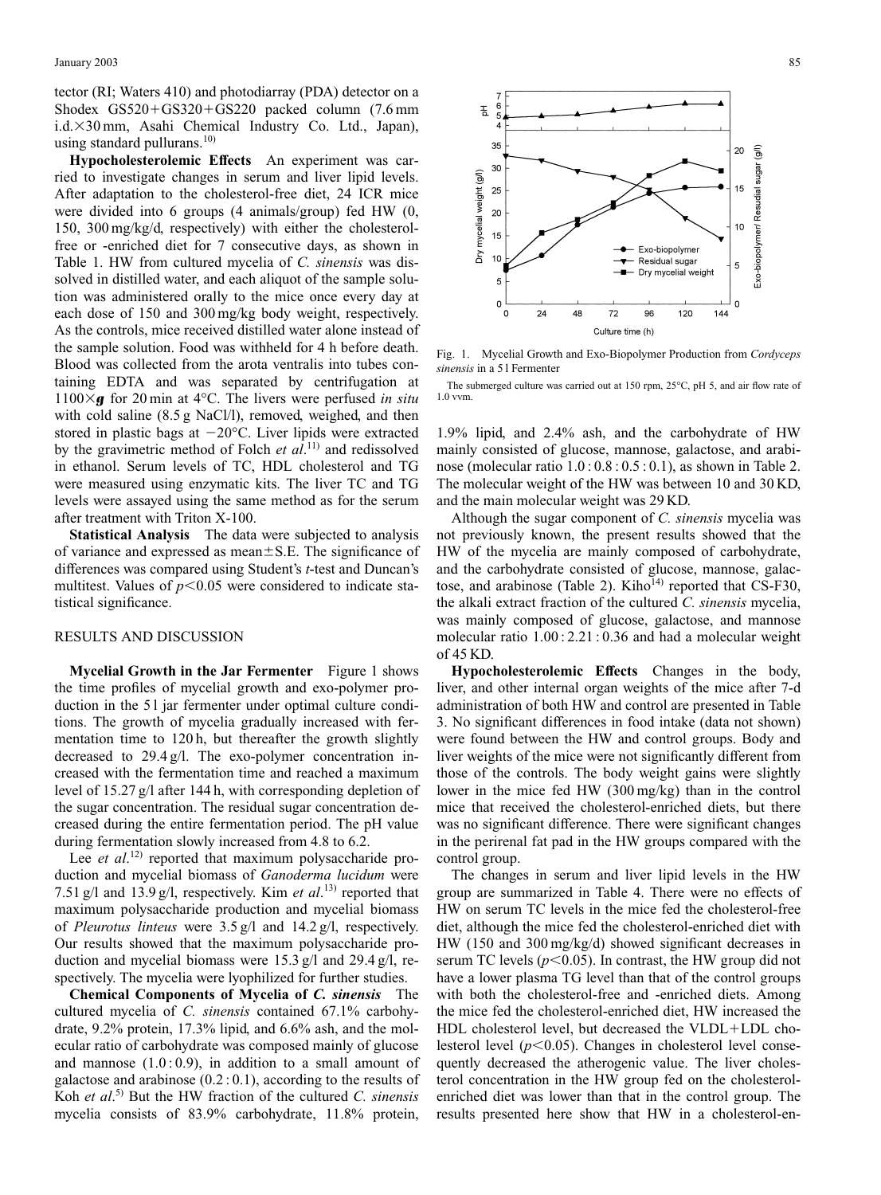tector (RI; Waters 410) and photodiarray (PDA) detector on a Shodex GS520+GS320+GS220 packed column (7.6 mm i.d.×30 mm, Asahi Chemical Industry Co. Ltd., Japan), using standard pullurans.[10]

**Hypocholesterolemic Effects** An experiment was carried to investigate changes in serum and liver lipid levels. After adaptation to the cholesterol-free diet, 24 ICR mice were divided into 6 groups (4 animals/group) fed HW (0, 150, 300 mg/kg/d, respectively) with either the cholesterol-free or -enriched diet for 7 consecutive days, as shown in Table 1. HW from cultured mycelia of *C. sinensis* was dissolved in distilled water, and each aliquot of the sample solution was administered orally to the mice once every day at each dose of 150 and 300 mg/kg body weight, respectively. As the controls, mice received distilled water alone instead of the sample solution. Food was withheld for 4 h before death. Blood was collected from the arota ventralis into tubes containing EDTA and was separated by centrifugation at 1100×*g* for 20 min at 4°C. The livers were perfused *in situ* with cold saline (8.5 g NaCl/l), removed, weighed, and then stored in plastic bags at −20°C. Liver lipids were extracted by the gravimetric method of Folch *et al.*[11] and redissolved in ethanol. Serum levels of TC, HDL cholesterol and TG were measured using enzymatic kits. The liver TC and TG levels were assayed using the same method as for the serum after treatment with Triton X-100.

**Statistical Analysis** The data were subjected to analysis of variance and expressed as mean±S.E. The significance of differences was compared using Student's *t*-test and Duncan's multitest. Values of $p<0.05$ were considered to indicate statistical significance.

## RESULTS AND DISCUSSION

**Mycelial Growth in the Jar Fermenter** Figure 1 shows the time profiles of mycelial growth and exo-polymer production in the 5 l jar fermenter under optimal culture conditions. The growth of mycelia gradually increased with fermentation time to 120 h, but thereafter the growth slightly decreased to 29.4 g/l. The exo-polymer concentration increased with the fermentation time and reached a maximum level of 15.27 g/l after 144 h, with corresponding depletion of the sugar concentration. The residual sugar concentration decreased during the entire fermentation period. The pH value during fermentation slowly increased from 4.8 to 6.2.

Lee *et al.*[12] reported that maximum polysaccharide production and mycelial biomass of *Ganoderma lucidum* were 7.51 g/l and 13.9 g/l, respectively. Kim *et al.*[13] reported that maximum polysaccharide production and mycelial biomass of *Pleurotus linteus* were 3.5 g/l and 14.2 g/l, respectively. Our results showed that the maximum polysaccharide production and mycelial biomass were 15.3 g/l and 29.4 g/l, respectively. The mycelia were lyophilized for further studies.

**Chemical Components of Mycelia of *C. sinensis*** The cultured mycelia of *C. sinensis* contained 67.1% carbohydrate, 9.2% protein, 17.3% lipid, and 6.6% ash, and the molecular ratio of carbohydrate was composed mainly of glucose and mannose (1.0 : 0.9), in addition to a small amount of galactose and arabinose (0.2 : 0.1), according to the results of Koh *et al.*[5] But the HW fraction of the cultured *C. sinensis* mycelia consists of 83.9% carbohydrate, 11.8% protein, 1.9% lipid, and 2.4% ash, and the carbohydrate of HW mainly consisted of glucose, mannose, galactose, and arabinose (molecular ratio 1.0 : 0.8 : 0.5 : 0.1), as shown in Table 2. The molecular weight of the HW was between 10 and 30 KD, and the main molecular weight was 29 KD.

Although the sugar component of *C. sinensis* mycelia was not previously known, the present results showed that the HW of the mycelia are mainly composed of carbohydrate, and the carbohydrate consisted of glucose, mannose, galactose, and arabinose (Table 2). Kiho[14] reported that CS-F30, the alkali extract fraction of the cultured *C. sinensis* mycelia, was mainly composed of glucose, galactose, and mannose molecular ratio 1.00 : 2.21 : 0.36 and had a molecular weight of 45 KD.

Fig. 1. Mycelial Growth and Exo-Biopolymer Production from *Cordyceps sinensis* in a 5 l Fermenter

The submerged culture was carried out at 150 rpm, 25°C, pH 5, and air flow rate of 1.0 vvm.

**Hypocholesterolemic Effects** Changes in the body, liver, and other internal organ weights of the mice after 7-d administration of both HW and control are presented in Table 3. No significant differences in food intake (data not shown) were found between the HW and control groups. Body and liver weights of the mice were not significantly different from those of the controls. The body weight gains were slightly lower in the mice fed HW (300 mg/kg) than in the control mice that received the cholesterol-enriched diets, but there was no significant difference. There were significant changes in the perirenal fat pad in the HW groups compared with the control group.

The changes in serum and liver lipid levels in the HW group are summarized in Table 4. There were no effects of HW on serum TC levels in the mice fed the cholesterol-free diet, although the mice fed the cholesterol-enriched diet with HW (150 and 300 mg/kg/d) showed significant decreases in serum TC levels ($p<0.05$). In contrast, the HW group did not have a lower plasma TG level than that of the control groups with both the cholesterol-free and -enriched diets. Among the mice fed the cholesterol-enriched diet, HW increased the HDL cholesterol level, but decreased the VLDL+LDL cholesterol level ($p<0.05$). Changes in cholesterol level consequently decreased the atherogenic value. The liver cholesterol concentration in the HW group fed on the cholesterol-enriched diet was lower than that in the control group. The results presented here show that HW in a cholesterol-en-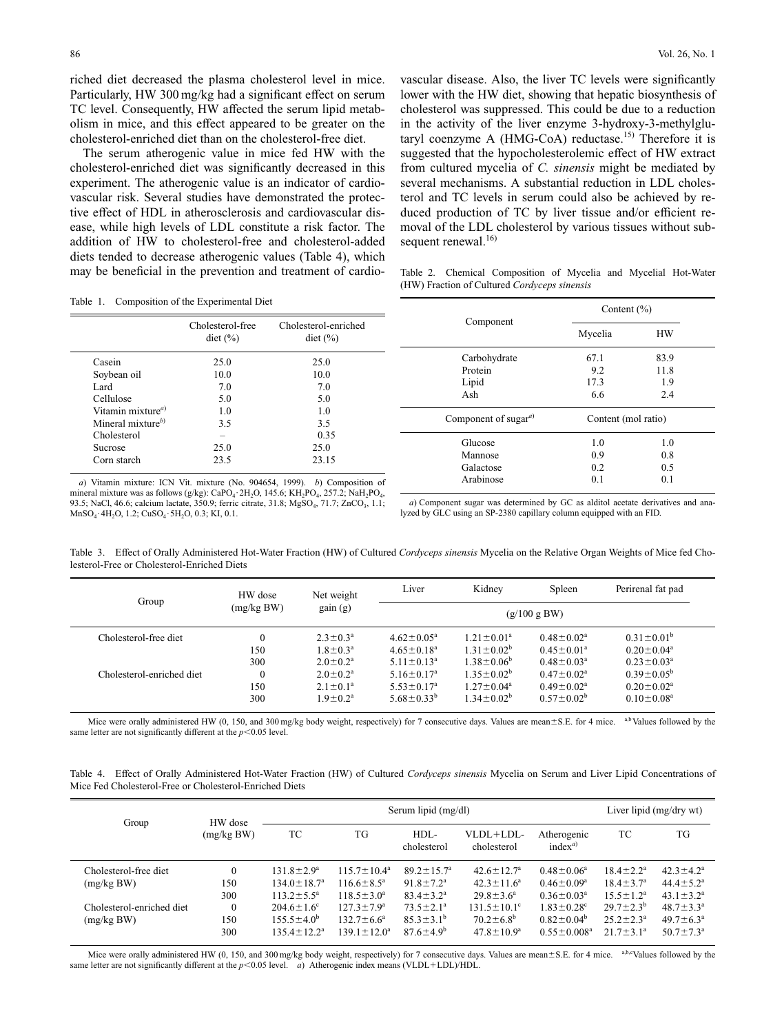riched diet decreased the plasma cholesterol level in mice. Particularly, HW 300 mg/kg had a significant effect on serum TC level. Consequently, HW affected the serum lipid metabolism in mice, and this effect appeared to be greater on the cholesterol-enriched diet than on the cholesterol-free diet.

The serum atherogenic value in mice fed HW with the cholesterol-enriched diet was significantly decreased in this experiment. The atherogenic value is an indicator of cardiovascular risk. Several studies have demonstrated the protective effect of HDL in atherosclerosis and cardiovascular disease, while high levels of LDL constitute a risk factor. The addition of HW to cholesterol-free and cholesterol-added diets tended to decrease atherogenic values (Table 4), which may be beneficial in the prevention and treatment of cardiovascular disease. Also, the liver TC levels were significantly lower with the HW diet, showing that hepatic biosynthesis of cholesterol was suppressed. This could be due to a reduction in the activity of the liver enzyme 3-hydroxy-3-methylglutaryl coenzyme A (HMG-CoA) reductase.[15] Therefore it is suggested that the hypocholesterolemic effect of HW extract from cultured mycelia of *C. sinensis* might be mediated by several mechanisms. A substantial reduction in LDL cholesterol and TC levels in serum could also be achieved by reduced production of TC by liver tissue and/or efficient removal of the LDL cholesterol by various tissues without subsequent renewal.[16]

Table 1. Composition of the Experimental Diet

| | Cholesterol-free diet (%) | Cholesterol-enriched diet (%) |
|---|---|---|
| Casein | 25.0 | 25.0 |
| Soybean oil | 10.0 | 10.0 |
| Lard | 7.0 | 7.0 |
| Cellulose | 5.0 | 5.0 |
| Vitamin mixture[a] | 1.0 | 1.0 |
| Mineral mixture[b] | 3.5 | 3.5 |
| Cholesterol | – | 0.35 |
| Sucrose | 25.0 | 25.0 |
| Corn starch | 23.5 | 23.15 |

*a*) Vitamin mixture: ICN Vit. mixture (No. 904654, 1999). *b*) Composition of mineral mixture was as follows (g/kg): $CaPO_4 \cdot 2H_2O$, 145.6; $KH_2PO_4$, 257.2; $NaH_2PO_4$, 93.5; NaCl, 46.6; calcium lactate, 350.9; ferric citrate, 31.8; $MgSO_4$, 71.7; $ZnCO_3$, 1.1; $MnSO_4 \cdot 4H_2O$, 1.2; $CuSO_4 \cdot 5H_2O$, 0.3; KI, 0.1.

Table 2. Chemical Composition of Mycelia and Mycelial Hot-Water (HW) Fraction of Cultured *Cordyceps sinensis*

| Component | Content (%) | |
|---|---|---|
| | Mycelia | HW |
| Carbohydrate | 67.1 | 83.9 |
| Protein | 9.2 | 11.8 |
| Lipid | 17.3 | 1.9 |
| Ash | 6.6 | 2.4 |
| Component of sugar[a] | Content (mol ratio) | |
| Glucose | 1.0 | 1.0 |
| Mannose | 0.9 | 0.8 |
| Galactose | 0.2 | 0.5 |
| Arabinose | 0.1 | 0.1 |

*a*) Component sugar was determined by GC as alditol acetate derivatives and analyzed by GLC using an SP-2380 capillary column equipped with an FID.

Table 3. Effect of Orally Administered Hot-Water Fraction (HW) of Cultured *Cordyceps sinensis* Mycelia on the Relative Organ Weights of Mice fed Cholesterol-Free or Cholesterol-Enriched Diets

| Group | HW dose (mg/kg BW) | Net weight gain (g) | Liver | Kidney | Spleen | Perirenal fat pad |
|---|---|---|---|---|---|---|
| | | | (g/100 g BW) | | | |
| Cholesterol-free diet | 0 | $2.3 \pm 0.3^a$ | $4.62 \pm 0.05^a$ | $1.21 \pm 0.01^a$ | $0.48 \pm 0.02^a$ | $0.31 \pm 0.01^b$ |
| | 150 | $1.8 \pm 0.3^a$ | $4.65 \pm 0.18^a$ | $1.31 \pm 0.02^b$ | $0.45 \pm 0.01^a$ | $0.20 \pm 0.04^a$ |
| | 300 | $2.0 \pm 0.2^a$ | $5.11 \pm 0.13^a$ | $1.38 \pm 0.06^b$ | $0.48 \pm 0.03^a$ | $0.23 \pm 0.03^a$ |
| Cholesterol-enriched diet | 0 | $2.0 \pm 0.2^a$ | $5.16 \pm 0.17^a$ | $1.35 \pm 0.02^b$ | $0.47 \pm 0.02^a$ | $0.39 \pm 0.05^b$ |
| | 150 | $2.1 \pm 0.1^a$ | $5.53 \pm 0.17^a$ | $1.27 \pm 0.04^a$ | $0.49 \pm 0.02^a$ | $0.20 \pm 0.02^a$ |
| | 300 | $1.9 \pm 0.2^a$ | $5.68 \pm 0.33^b$ | $1.34 \pm 0.02^b$ | $0.57 \pm 0.02^b$ | $0.10 \pm 0.08^a$ |

Mice were orally administered HW (0, 150, and 300 mg/kg body weight, respectively) for 7 consecutive days. Values are mean±S.E. for 4 mice. [a,b] Values followed by the same letter are not significantly different at the $p<0.05$ level.

Table 4. Effect of Orally Administered Hot-Water Fraction (HW) of Cultured *Cordyceps sinensis* Mycelia on Serum and Liver Lipid Concentrations of Mice Fed Cholesterol-Free or Cholesterol-Enriched Diets

| Group | HW dose (mg/kg BW) | Serum lipid (mg/dl) | | | | | Liver lipid (mg/dry wt) | |
|---|---|---|---|---|---|---|---|---|
| | | TC | TG | HDL-cholesterol | VLDL+LDL-cholesterol | Atherogenic index[a] | TC | TG |
| Cholesterol-free diet | 0 | $131.8 \pm 2.9^a$ | $115.7 \pm 10.4^a$ | $89.2 \pm 15.7^a$ | $42.6 \pm 12.7^a$ | $0.48 \pm 0.06^a$ | $18.4 \pm 2.2^a$ | $42.3 \pm 4.2^a$ |
| (mg/kg BW) | 150 | $134.0 \pm 18.7^a$ | $116.6 \pm 8.5^a$ | $91.8 \pm 7.2^a$ | $42.3 \pm 11.6^a$ | $0.46 \pm 0.09^a$ | $18.4 \pm 3.7^a$ | $44.4 \pm 5.2^a$ |
| | 300 | $113.2 \pm 5.5^a$ | $118.5 \pm 3.0^a$ | $83.4 \pm 3.2^a$ | $29.8 \pm 3.6^a$ | $0.36 \pm 0.03^a$ | $15.5 \pm 1.2^a$ | $43.1 \pm 3.2^a$ |
| Cholesterol-enriched diet | 0 | $204.6 \pm 1.6^c$ | $127.3 \pm 7.9^a$ | $73.5 \pm 2.1^a$ | $131.5 \pm 10.1^c$ | $1.83 \pm 0.28^c$ | $29.7 \pm 2.3^b$ | $48.7 \pm 3.3^a$ |
| (mg/kg BW) | 150 | $155.5 \pm 4.0^b$ | $132.7 \pm 6.6^a$ | $85.3 \pm 3.1^b$ | $70.2 \pm 6.8^b$ | $0.82 \pm 0.04^b$ | $25.2 \pm 2.3^a$ | $49.7 \pm 6.3^a$ |
| | 300 | $135.4 \pm 12.2^a$ | $139.1 \pm 12.0^a$ | $87.6 \pm 4.9^b$ | $47.8 \pm 10.9^a$ | $0.55 \pm 0.008^a$ | $21.7 \pm 3.1^a$ | $50.7 \pm 7.3^a$ |

Mice were orally administered HW (0, 150, and 300 mg/kg body weight, respectively) for 7 consecutive days. Values are mean±S.E. for 4 mice. [a,b,c] Values followed by the same letter are not significantly different at the $p<0.05$ level. *a*) Atherogenic index means (VLDL+LDL)/HDL.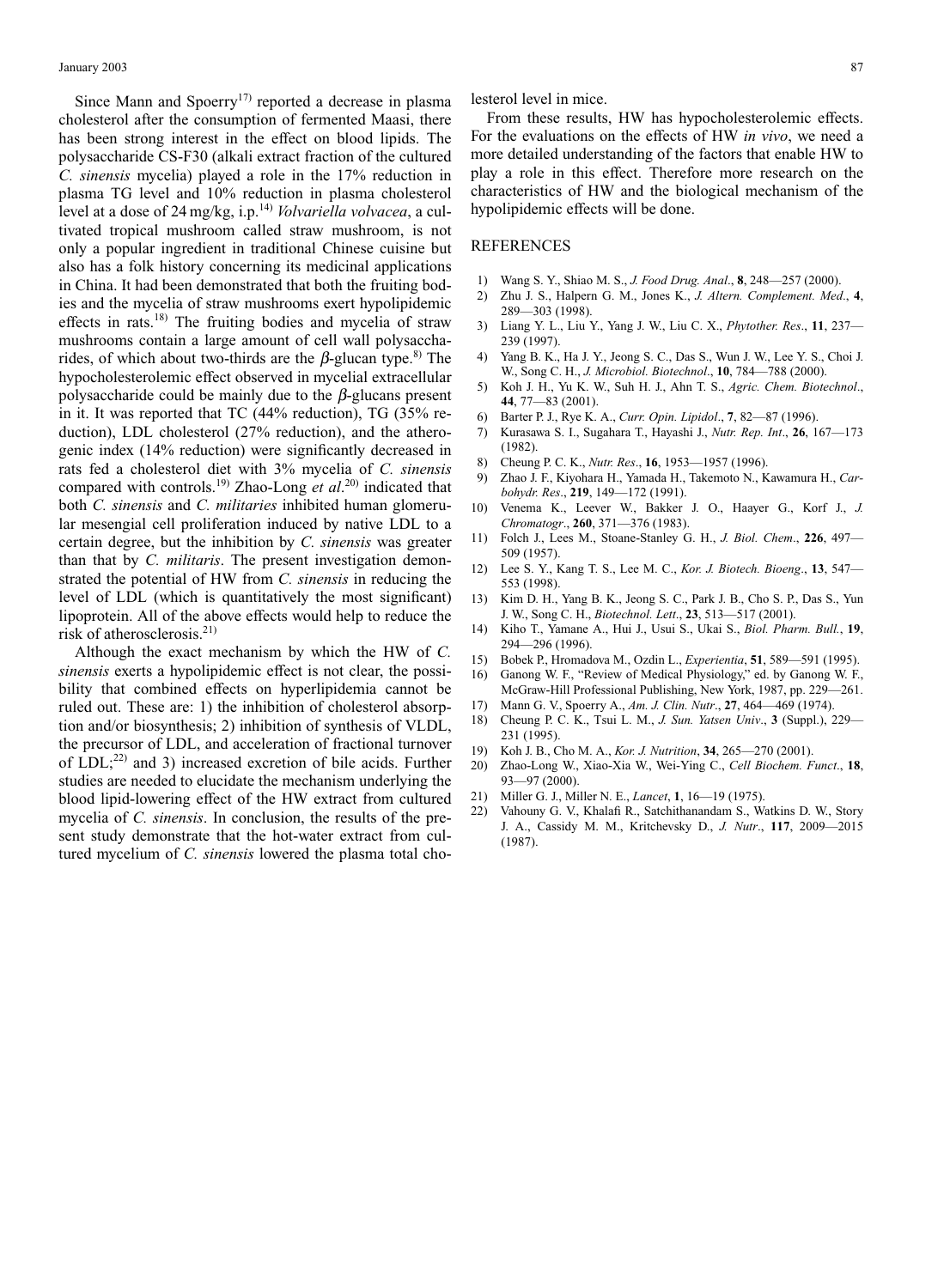Since Mann and Spoerry[17] reported a decrease in plasma cholesterol after the consumption of fermented Maasi, there has been strong interest in the effect on blood lipids. The polysaccharide CS-F30 (alkali extract fraction of the cultured *C. sinensis* mycelia) played a role in the 17% reduction in plasma TG level and 10% reduction in plasma cholesterol level at a dose of 24 mg/kg, i.p.[14] *Volvariella volvacea*, a cultivated tropical mushroom called straw mushroom, is not only a popular ingredient in traditional Chinese cuisine but also has a folk history concerning its medicinal applications in China. It had been demonstrated that both the fruiting bodies and the mycelia of straw mushrooms exert hypolipidemic effects in rats.[18] The fruiting bodies and mycelia of straw mushrooms contain a large amount of cell wall polysaccharides, of which about two-thirds are the $\beta$-glucan type.[8] The hypocholesterolemic effect observed in mycelial extracellular polysaccharide could be mainly due to the $\beta$-glucans present in it. It was reported that TC (44% reduction), TG (35% reduction), LDL cholesterol (27% reduction), and the atherogenic index (14% reduction) were significantly decreased in rats fed a cholesterol diet with 3% mycelia of *C. sinensis* compared with controls.[19] Zhao-Long *et al.*[20] indicated that both *C. sinensis* and *C. militaries* inhibited human glomerular mesengial cell proliferation induced by native LDL to a certain degree, but the inhibition by *C. sinensis* was greater than that by *C. militaris*. The present investigation demonstrated the potential of HW from *C. sinensis* in reducing the level of LDL (which is quantitatively the most significant) lipoprotein. All of the above effects would help to reduce the risk of atherosclerosis.[21]

Although the exact mechanism by which the HW of *C. sinensis* exerts a hypolipidemic effect is not clear, the possibility that combined effects on hyperlipidemia cannot be ruled out. These are: 1) the inhibition of cholesterol absorption and/or biosynthesis; 2) inhibition of synthesis of VLDL, the precursor of LDL, and acceleration of fractional turnover of LDL;[22] and 3) increased excretion of bile acids. Further studies are needed to elucidate the mechanism underlying the blood lipid-lowering effect of the HW extract from cultured mycelia of *C. sinensis*. In conclusion, the results of the present study demonstrate that the hot-water extract from cultured mycelium of *C. sinensis* lowered the plasma total cholesterol level in mice.

From these results, HW has hypocholesterolemic effects. For the evaluations on the effects of HW *in vivo*, we need a more detailed understanding of the factors that enable HW to play a role in this effect. Therefore more research on the characteristics of HW and the biological mechanism of the hypolipidemic effects will be done.

## REFERENCES

1) Wang S. Y., Shiao M. S., *J. Food Drug. Anal*., **8**, 248—257 (2000).
2) Zhu J. S., Halpern G. M., Jones K., *J. Altern. Complement. Med*., **4**, 289—303 (1998).
3) Liang Y. L., Liu Y., Yang J. W., Liu C. X., *Phytother. Res*., **11**, 237—239 (1997).
4) Yang B. K., Ha J. Y., Jeong S. C., Das S., Wun J. W., Lee Y. S., Choi J. W., Song C. H., *J. Microbiol. Biotechnol*., **10**, 784—788 (2000).
5) Koh J. H., Yu K. W., Suh H. J., Ahn T. S., *Agric. Chem. Biotechnol*., **44**, 77—83 (2001).
6) Barter P. J., Rye K. A., *Curr. Opin. Lipidol*., **7**, 82—87 (1996).
7) Kurasawa S. I., Sugahara T., Hayashi J., *Nutr. Rep. Int*., **26**, 167—173 (1982).
8) Cheung P. C. K., *Nutr. Res*., **16**, 1953—1957 (1996).
9) Zhao J. F., Kiyohara H., Yamada H., Takemoto N., Kawamura H., *Carbohydr. Res*., **219**, 149—172 (1991).
10) Venema K., Leever W., Bakker J. O., Haayer G., Korf J., *J. Chromatogr*., **260**, 371—376 (1983).
11) Folch J., Lees M., Stoane-Stanley G. H., *J. Biol. Chem*., **226**, 497—509 (1957).
12) Lee S. Y., Kang T. S., Lee M. C., *Kor. J. Biotech. Bioeng*., **13**, 547—553 (1998).
13) Kim D. H., Yang B. K., Jeong S. C., Park J. B., Cho S. P., Das S., Yun J. W., Song C. H., *Biotechnol. Lett*., **23**, 513—517 (2001).
14) Kiho T., Yamane A., Hui J., Usui S., Ukai S., *Biol. Pharm. Bull.*, **19**, 294—296 (1996).
15) Bobek P., Hromadova M., Ozdin L., *Experientia*, **51**, 589—591 (1995).
16) Ganong W. F., "Review of Medical Physiology," ed. by Ganong W. F., McGraw-Hill Professional Publishing, New York, 1987, pp. 229—261.
17) Mann G. V., Spoerry A., *Am. J. Clin. Nutr*., **27**, 464—469 (1974).
18) Cheung P. C. K., Tsui L. M., *J. Sun. Yatsen Univ*., **3** (Suppl.), 229—231 (1995).
19) Koh J. B., Cho M. A., *Kor. J. Nutrition*, **34**, 265—270 (2001).
20) Zhao-Long W., Xiao-Xia W., Wei-Ying C., *Cell Biochem. Funct*., **18**, 93—97 (2000).
21) Miller G. J., Miller N. E., *Lancet*, **1**, 16—19 (1975).
22) Vahouny G. V., Khalafi R., Satchithanandam S., Watkins D. W., Story J. A., Cassidy M. M., Kritchevsky D., *J. Nutr*., **117**, 2009—2015 (1987).